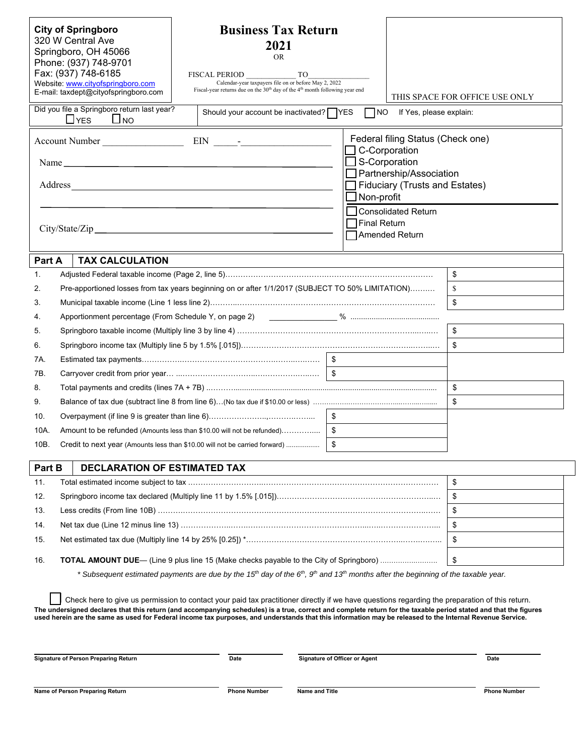**City of Springboro**
320 W Central Ave
Springboro, OH 45066
Phone: (937) 748-9701
Fax: (937) 748-6185
Website: www.cityofspringboro.com
E-mail: taxdept@cityofspringboro.com

# Business Tax Return 2021

OR

FISCAL PERIOD ____________ TO ______________

Calendar-year taxpayers file on or before May 2, 2022
Fiscal-year returns due on the 30[th] day of the 4[th] month following year end

THIS SPACE FOR OFFICE USE ONLY

Did you file a Springboro return last year? ☐ YES ☐ NO

Should your account be inactivated? ☐ YES ☐ NO If Yes, please explain:

Account Number ________________ EIN _____-__________________

Name ________________________________________________

Address ________________________________________________

________________________________________________

City/State/Zip ________________________________________________

Federal filing Status (Check one)
- ☐ C-Corporation
- ☐ S-Corporation
- ☐ Partnership/Association
- ☐ Fiduciary (Trusts and Estates)
- ☐ Non-profit

- ☐ Consolidated Return
- ☐ Final Return
- ☐ Amended Return

## Part A TAX CALCULATION

| | | | |
|---|---|---|---|
| 1. | Adjusted Federal taxable income (Page 2, line 5) | | $ |
| 2. | Pre-apportioned losses from tax years beginning on or after 1/1/2017 (SUBJECT TO 50% LIMITATION) | | $ |
| 3. | Municipal taxable income (Line 1 less line 2) | | $ |
| 4. | Apportionment percentage (From Schedule Y, on page 2) _______________ % | | |
| 5. | Springboro taxable income (Multiply line 3 by line 4) | | $ |
| 6. | Springboro income tax (Multiply line 5 by 1.5% [.015]) | | $ |
| 7A. | Estimated tax payments | $ | |
| 7B. | Carryover credit from prior year | $ | |
| 8. | Total payments and credits (lines 7A + 7B) | | $ |
| 9. | Balance of tax due (subtract line 8 from line 6)…(No tax due if $10.00 or less) | | $ |
| 10. | Overpayment (if line 9 is greater than line 6) | $ | |
| 10A. | Amount to be refunded (Amounts less than $10.00 will not be refunded) | $ | |
| 10B. | Credit to next year (Amounts less than $10.00 will not be carried forward) | $ | |

## Part B DECLARATION OF ESTIMATED TAX

| | | |
|---|---|---|
| 11. | Total estimated income subject to tax | $ |
| 12. | Springboro income tax declared (Multiply line 11 by 1.5% [.015]) | $ |
| 13. | Less credits (From line 10B) | $ |
| 14. | Net tax due (Line 12 minus line 13) | $ |
| 15. | Net estimated tax due (Multiply line 14 by 25% [0.25]) * | $ |
| 16. | **TOTAL AMOUNT DUE**— (Line 9 plus line 15 (Make checks payable to the City of Springboro) | $ |

*\* Subsequent estimated payments are due by the 15[th] day of the 6[th], 9[th] and 13[th] months after the beginning of the taxable year.*

☐ Check here to give us permission to contact your paid tax practitioner directly if we have questions regarding the preparation of this return.

**The undersigned declares that this return (and accompanying schedules) is a true, correct and complete return for the taxable period stated and that the figures used herein are the same as used for Federal income tax purposes, and understands that this information may be released to the Internal Revenue Service.**

| | | | |
|---|---|---|---|
| **Signature of Person Preparing Return** | **Date** | **Signature of Officer or Agent** | **Date** |
| **Name of Person Preparing Return** | **Phone Number** | **Name and Title** | **Phone Number** |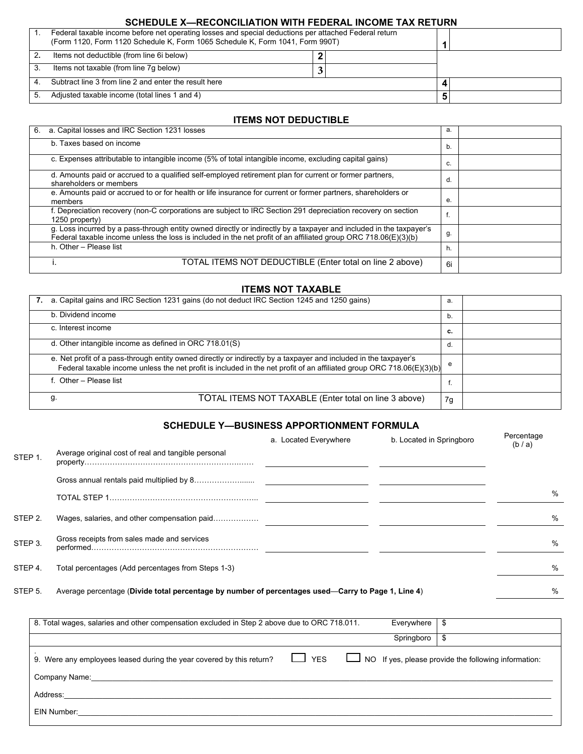## SCHEDULE X—RECONCILIATION WITH FEDERAL INCOME TAX RETURN

| | | | | | |
|---|---|---|---|---|---|
| 1. | Federal taxable income before net operating losses and special deductions per attached Federal return (Form 1120, Form 1120 Schedule K, Form 1065 Schedule K, Form 1041, Form 990T) | | | 1 | |
| 2. | Items not deductible (from line 6i below) | 2 | | | |
| 3. | Items not taxable (from line 7g below) | 3 | | | |
| 4. | Subtract line 3 from line 2 and enter the result here | | | 4 | |
| 5. | Adjusted taxable income (total lines 1 and 4) | | | 5 | |

### ITEMS NOT DEDUCTIBLE

| | | |
|---|---|---|
| 6. a. Capital losses and IRC Section 1231 losses | a. | |
| b. Taxes based on income | b. | |
| c. Expenses attributable to intangible income (5% of total intangible income, excluding capital gains) | c. | |
| d. Amounts paid or accrued to a qualified self-employed retirement plan for current or former partners, shareholders or members | d. | |
| e. Amounts paid or accrued to or for health or life insurance for current or former partners, shareholders or members | e. | |
| f. Depreciation recovery (non-C corporations are subject to IRC Section 291 depreciation recovery on section 1250 property) | f. | |
| g. Loss incurred by a pass-through entity owned directly or indirectly by a taxpayer and included in the taxpayer's Federal taxable income unless the loss is included in the net profit of an affiliated group ORC 718.06(E)(3)(b) | g. | |
| h. Other – Please list | h. | |
| i. TOTAL ITEMS NOT DEDUCTIBLE (Enter total on line 2 above) | 6i | |

### ITEMS NOT TAXABLE

| | | |
|---|---|---|
| 7. a. Capital gains and IRC Section 1231 gains (do not deduct IRC Section 1245 and 1250 gains) | a. | |
| b. Dividend income | b. | |
| c. Interest income | c. | |
| d. Other intangible income as defined in ORC 718.01(S) | d. | |
| e. Net profit of a pass-through entity owned directly or indirectly by a taxpayer and included in the taxpayer's Federal taxable income unless the net profit is included in the net profit of an affiliated group ORC 718.06(E)(3)(b) | e | |
| f. Other – Please list | f. | |
| g. TOTAL ITEMS NOT TAXABLE (Enter total on line 3 above) | 7g | |

## SCHEDULE Y—BUSINESS APPORTIONMENT FORMULA

| | | a. Located Everywhere | b. Located in Springboro | Percentage (b / a) |
|---|---|---|---|---|
| STEP 1. | Average original cost of real and tangible personal property………… | | | |
| | Gross annual rentals paid multiplied by 8………… | | | |
| | TOTAL STEP 1………… | | | % |
| STEP 2. | Wages, salaries, and other compensation paid………… | | | % |
| STEP 3. | Gross receipts from sales made and services performed………… | | | % |
| STEP 4. | Total percentages (Add percentages from Steps 1-3) | | | % |
| STEP 5. | Average percentage (**Divide total percentage by number of percentages used—Carry to Page 1, Line 4**) | | | % |

| | | |
|---|---|---|
| 8. Total wages, salaries and other compensation excluded in Step 2 above due to ORC 718.011. | Everywhere | $ |
| | Springboro | $ |

9. Were any employees leased during the year covered by this return? ☐ YES ☐ NO If yes, please provide the following information:

Company Name:

Address:

EIN Number: